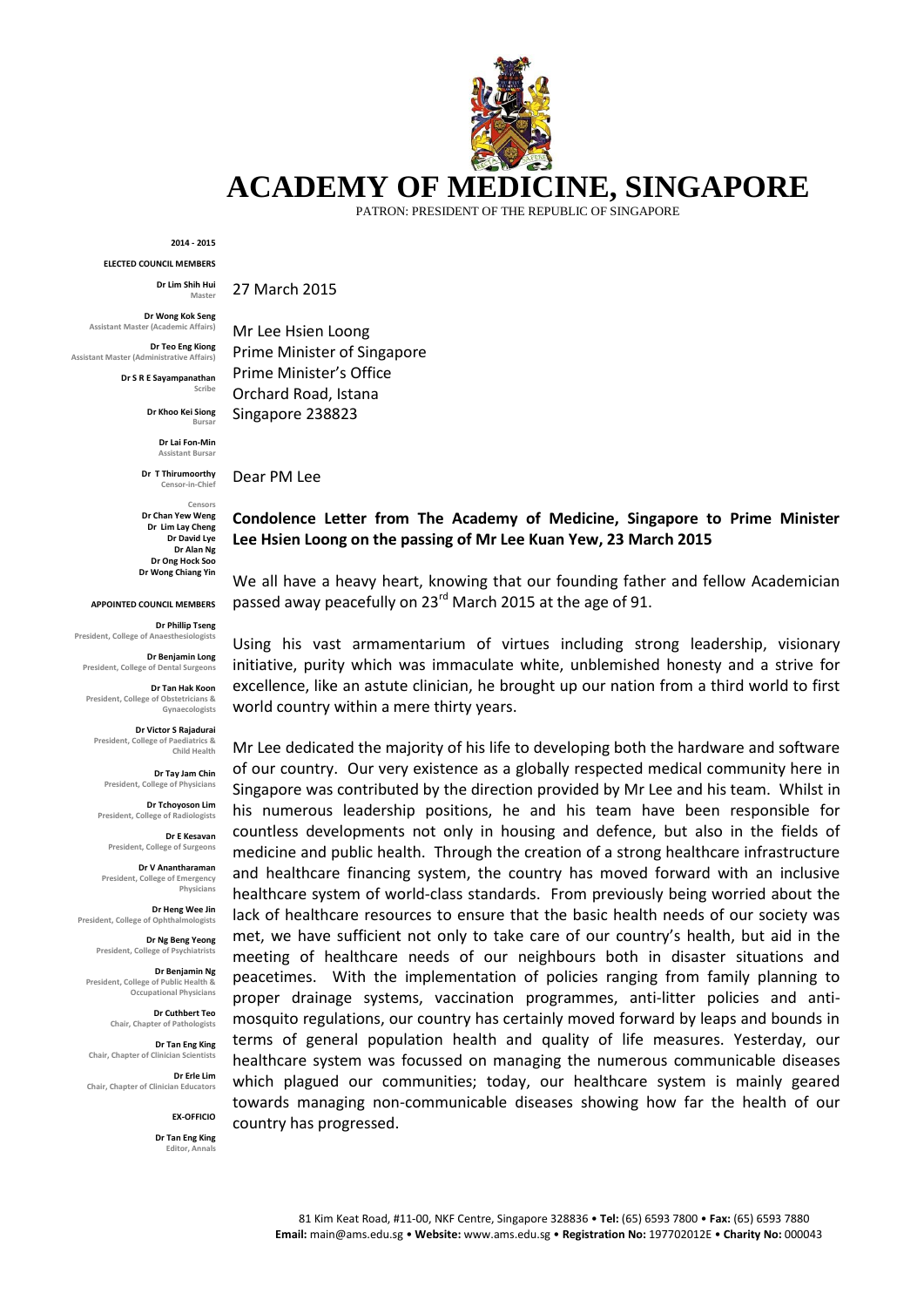# ACADEMY OF MEDICINE, SINGAPORE

PATRON: PRESIDENT OF THE REPUBLIC OF SINGAPORE

**2014 - 2015**

**ELECTED COUNCIL MEMBERS**

**Dr Lim Shih Hui**
Master

**Dr Wong Kok Seng**
Assistant Master (Academic Affairs)

**Dr Teo Eng Kiong**
Assistant Master (Administrative Affairs)

**Dr S R E Sayampanathan**
Scribe

**Dr Khoo Kei Siong**
Bursar

**Dr Lai Fon-Min**
Assistant Bursar

**Dr T Thirumoorthy**
Censor-in-Chief

Censors
**Dr Chan Yew Weng**
**Dr Lim Lay Cheng**
**Dr David Lye**
**Dr Alan Ng**
**Dr Ong Hock Soo**
**Dr Wong Chiang Yin**

**APPOINTED COUNCIL MEMBERS**

**Dr Phillip Tseng**
President, College of Anaesthesiologists

**Dr Benjamin Long**
President, College of Dental Surgeons

**Dr Tan Hak Koon**
President, College of Obstetricians & Gynaecologists

**Dr Victor S Rajadurai**
President, College of Paediatrics & Child Health

**Dr Tay Jam Chin**
President, College of Physicians

**Dr Tchoyoson Lim**
President, College of Radiologists

**Dr E Kesavan**
President, College of Surgeons

**Dr V Anantharaman**
President, College of Emergency Physicians

**Dr Heng Wee Jin**
President, College of Ophthalmologists

**Dr Ng Beng Yeong**
President, College of Psychiatrists

**Dr Benjamin Ng**
President, College of Public Health & Occupational Physicians

**Dr Cuthbert Teo**
Chair, Chapter of Pathologists

**Dr Tan Eng King**
Chair, Chapter of Clinician Scientists

**Dr Erle Lim**
Chair, Chapter of Clinician Educators

**EX-OFFICIO**

**Dr Tan Eng King**
Editor, Annals

---

27 March 2015

Mr Lee Hsien Loong
Prime Minister of Singapore
Prime Minister's Office
Orchard Road, Istana
Singapore 238823

Dear PM Lee

**Condolence Letter from The Academy of Medicine, Singapore to Prime Minister Lee Hsien Loong on the passing of Mr Lee Kuan Yew, 23 March 2015**

We all have a heavy heart, knowing that our founding father and fellow Academician passed away peacefully on 23rd March 2015 at the age of 91.

Using his vast armamentarium of virtues including strong leadership, visionary initiative, purity which was immaculate white, unblemished honesty and a strive for excellence, like an astute clinician, he brought up our nation from a third world to first world country within a mere thirty years.

Mr Lee dedicated the majority of his life to developing both the hardware and software of our country. Our very existence as a globally respected medical community here in Singapore was contributed by the direction provided by Mr Lee and his team. Whilst in his numerous leadership positions, he and his team have been responsible for countless developments not only in housing and defence, but also in the fields of medicine and public health. Through the creation of a strong healthcare infrastructure and healthcare financing system, the country has moved forward with an inclusive healthcare system of world-class standards. From previously being worried about the lack of healthcare resources to ensure that the basic health needs of our society was met, we have sufficient not only to take care of our country's health, but aid in the meeting of healthcare needs of our neighbours both in disaster situations and peacetimes. With the implementation of policies ranging from family planning to proper drainage systems, vaccination programmes, anti-litter policies and anti-mosquito regulations, our country has certainly moved forward by leaps and bounds in terms of general population health and quality of life measures. Yesterday, our healthcare system was focussed on managing the numerous communicable diseases which plagued our communities; today, our healthcare system is mainly geared towards managing non-communicable diseases showing how far the health of our country has progressed.

81 Kim Keat Road, #11-00, NKF Centre, Singapore 328836 • **Tel:** (65) 6593 7800 • **Fax:** (65) 6593 7880
**Email:** main@ams.edu.sg • **Website:** www.ams.edu.sg • **Registration No:** 197702012E • **Charity No:** 000043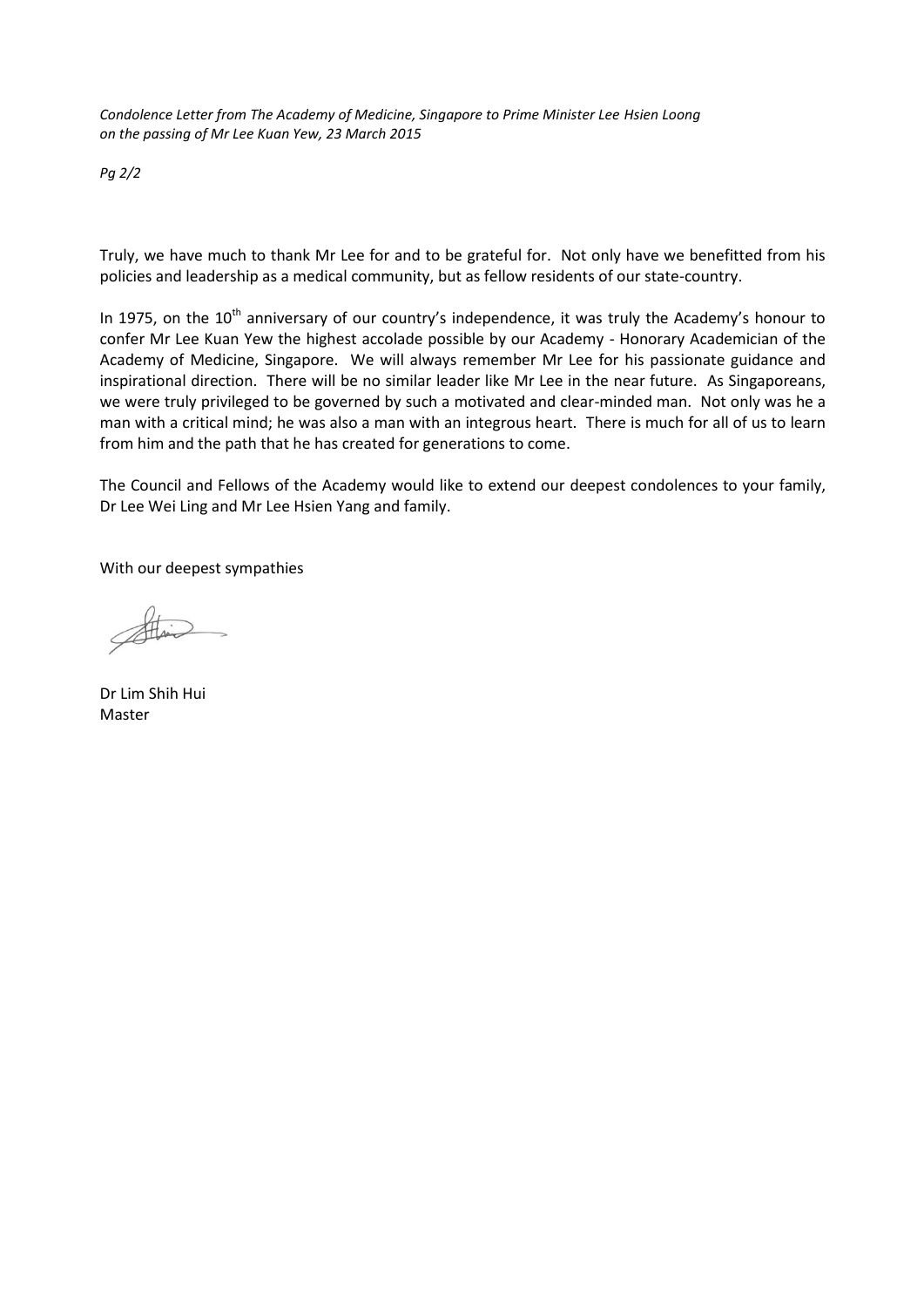Truly, we have much to thank Mr Lee for and to be grateful for. Not only have we benefitted from his policies and leadership as a medical community, but as fellow residents of our state-country.

In 1975, on the 10th anniversary of our country's independence, it was truly the Academy's honour to confer Mr Lee Kuan Yew the highest accolade possible by our Academy - Honorary Academician of the Academy of Medicine, Singapore. We will always remember Mr Lee for his passionate guidance and inspirational direction. There will be no similar leader like Mr Lee in the near future. As Singaporeans, we were truly privileged to be governed by such a motivated and clear-minded man. Not only was he a man with a critical mind; he was also a man with an integrous heart. There is much for all of us to learn from him and the path that he has created for generations to come.

The Council and Fellows of the Academy would like to extend our deepest condolences to your family, Dr Lee Wei Ling and Mr Lee Hsien Yang and family.

With our deepest sympathies

Dr Lim Shih Hui
Master